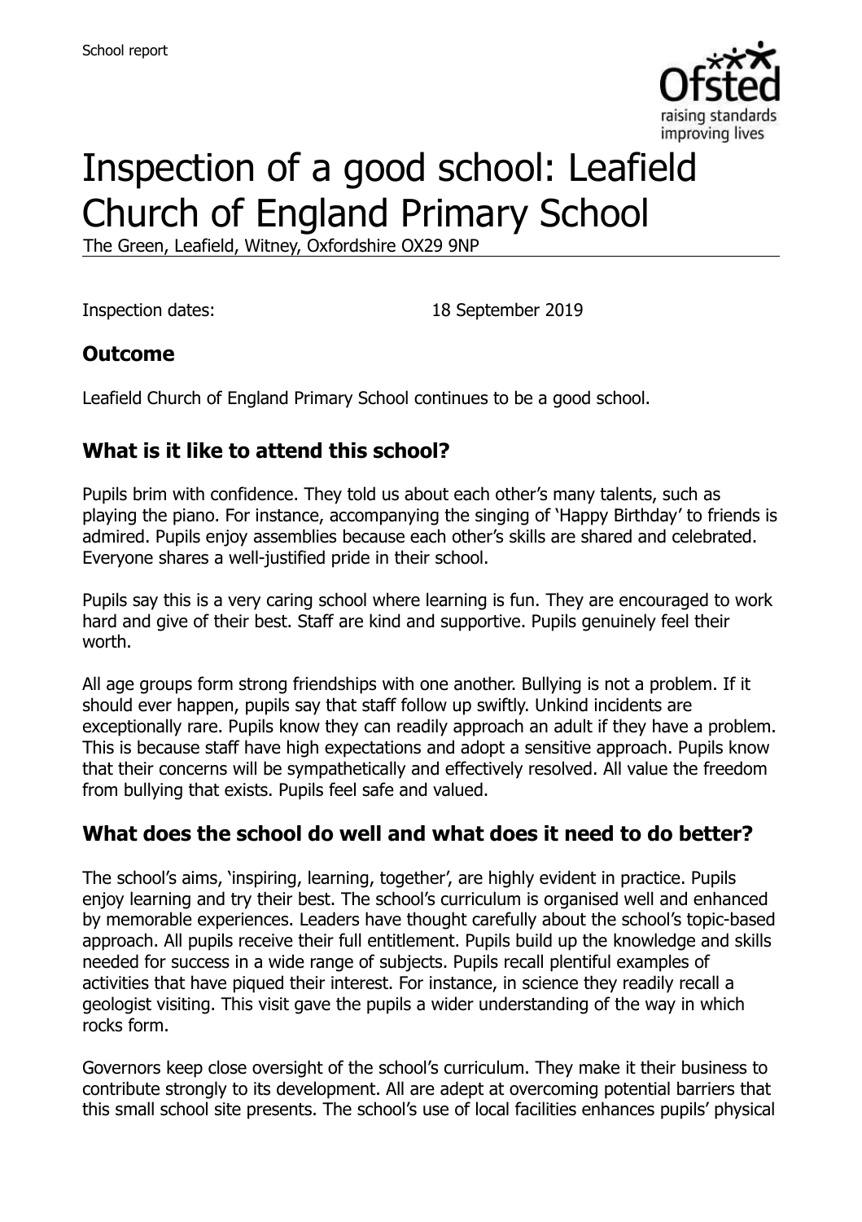School report

# Inspection of a good school: Leafield Church of England Primary School

The Green, Leafield, Witney, Oxfordshire OX29 9NP

Inspection dates: 18 September 2019

## Outcome

Leafield Church of England Primary School continues to be a good school.

## What is it like to attend this school?

Pupils brim with confidence. They told us about each other's many talents, such as playing the piano. For instance, accompanying the singing of 'Happy Birthday' to friends is admired. Pupils enjoy assemblies because each other's skills are shared and celebrated. Everyone shares a well-justified pride in their school.

Pupils say this is a very caring school where learning is fun. They are encouraged to work hard and give of their best. Staff are kind and supportive. Pupils genuinely feel their worth.

All age groups form strong friendships with one another. Bullying is not a problem. If it should ever happen, pupils say that staff follow up swiftly. Unkind incidents are exceptionally rare. Pupils know they can readily approach an adult if they have a problem. This is because staff have high expectations and adopt a sensitive approach. Pupils know that their concerns will be sympathetically and effectively resolved. All value the freedom from bullying that exists. Pupils feel safe and valued.

## What does the school do well and what does it need to do better?

The school's aims, 'inspiring, learning, together', are highly evident in practice. Pupils enjoy learning and try their best. The school's curriculum is organised well and enhanced by memorable experiences. Leaders have thought carefully about the school's topic-based approach. All pupils receive their full entitlement. Pupils build up the knowledge and skills needed for success in a wide range of subjects. Pupils recall plentiful examples of activities that have piqued their interest. For instance, in science they readily recall a geologist visiting. This visit gave the pupils a wider understanding of the way in which rocks form.

Governors keep close oversight of the school's curriculum. They make it their business to contribute strongly to its development. All are adept at overcoming potential barriers that this small school site presents. The school's use of local facilities enhances pupils' physical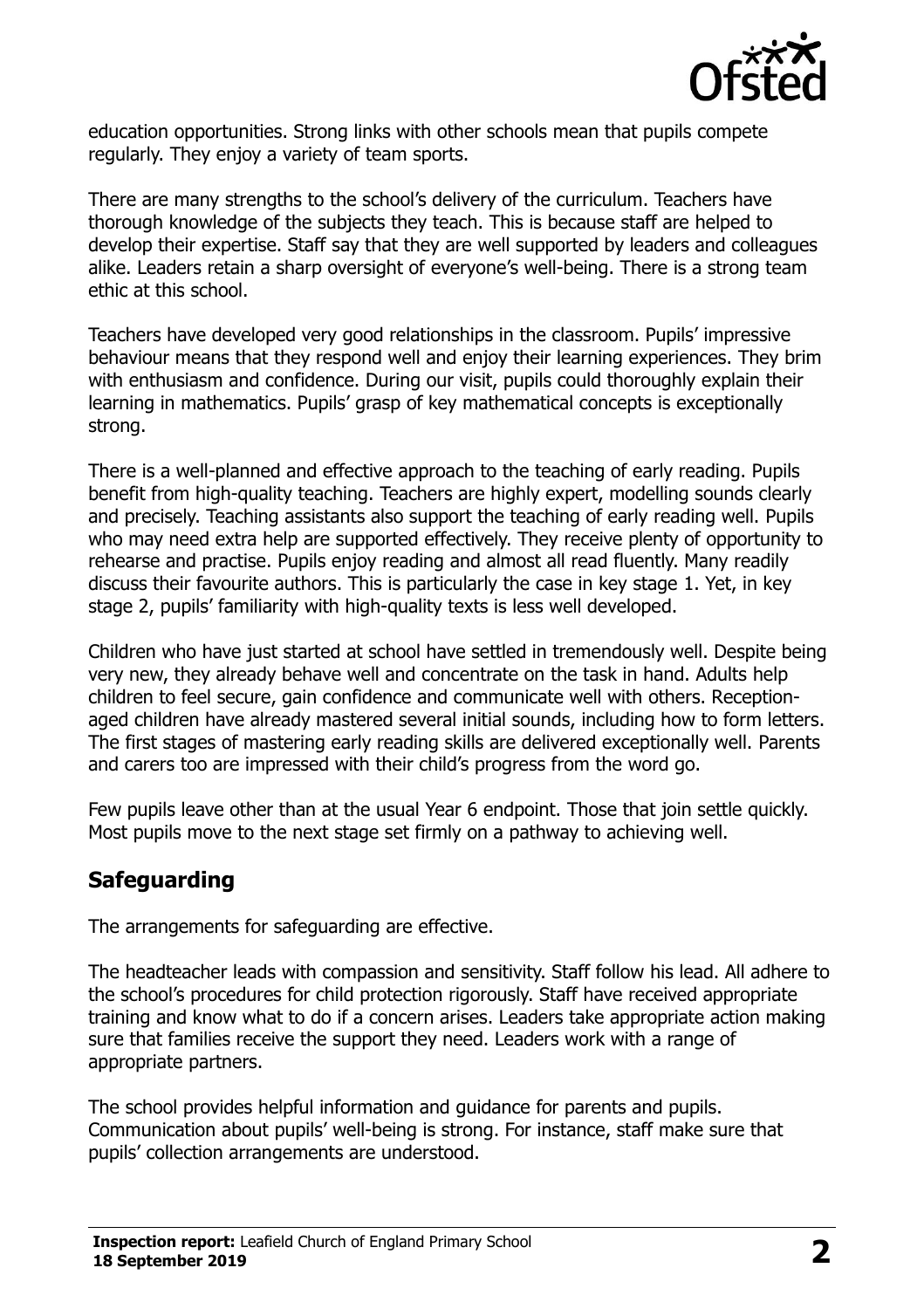education opportunities. Strong links with other schools mean that pupils compete regularly. They enjoy a variety of team sports.

There are many strengths to the school's delivery of the curriculum. Teachers have thorough knowledge of the subjects they teach. This is because staff are helped to develop their expertise. Staff say that they are well supported by leaders and colleagues alike. Leaders retain a sharp oversight of everyone's well-being. There is a strong team ethic at this school.

Teachers have developed very good relationships in the classroom. Pupils' impressive behaviour means that they respond well and enjoy their learning experiences. They brim with enthusiasm and confidence. During our visit, pupils could thoroughly explain their learning in mathematics. Pupils' grasp of key mathematical concepts is exceptionally strong.

There is a well-planned and effective approach to the teaching of early reading. Pupils benefit from high-quality teaching. Teachers are highly expert, modelling sounds clearly and precisely. Teaching assistants also support the teaching of early reading well. Pupils who may need extra help are supported effectively. They receive plenty of opportunity to rehearse and practise. Pupils enjoy reading and almost all read fluently. Many readily discuss their favourite authors. This is particularly the case in key stage 1. Yet, in key stage 2, pupils' familiarity with high-quality texts is less well developed.

Children who have just started at school have settled in tremendously well. Despite being very new, they already behave well and concentrate on the task in hand. Adults help children to feel secure, gain confidence and communicate well with others. Reception-aged children have already mastered several initial sounds, including how to form letters. The first stages of mastering early reading skills are delivered exceptionally well. Parents and carers too are impressed with their child's progress from the word go.

Few pupils leave other than at the usual Year 6 endpoint. Those that join settle quickly. Most pupils move to the next stage set firmly on a pathway to achieving well.

## Safeguarding

The arrangements for safeguarding are effective.

The headteacher leads with compassion and sensitivity. Staff follow his lead. All adhere to the school's procedures for child protection rigorously. Staff have received appropriate training and know what to do if a concern arises. Leaders take appropriate action making sure that families receive the support they need. Leaders work with a range of appropriate partners.

The school provides helpful information and guidance for parents and pupils. Communication about pupils' well-being is strong. For instance, staff make sure that pupils' collection arrangements are understood.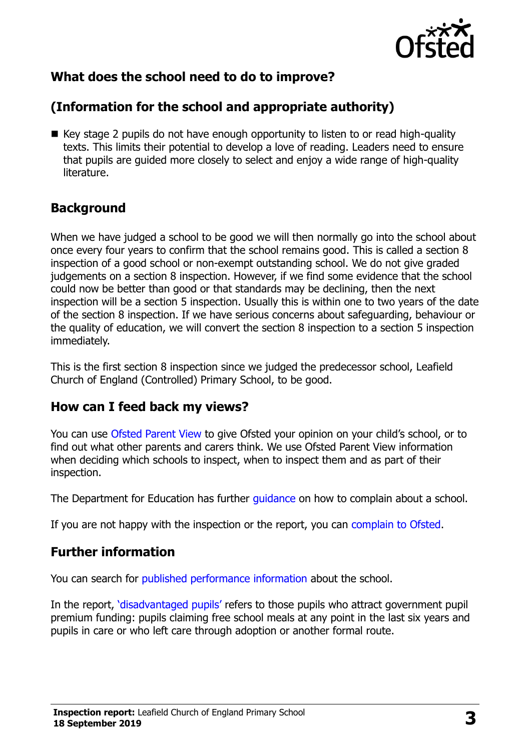## What does the school need to do to improve?

## (Information for the school and appropriate authority)

- Key stage 2 pupils do not have enough opportunity to listen to or read high-quality texts. This limits their potential to develop a love of reading. Leaders need to ensure that pupils are guided more closely to select and enjoy a wide range of high-quality literature.

## Background

When we have judged a school to be good we will then normally go into the school about once every four years to confirm that the school remains good. This is called a section 8 inspection of a good school or non-exempt outstanding school. We do not give graded judgements on a section 8 inspection. However, if we find some evidence that the school could now be better than good or that standards may be declining, then the next inspection will be a section 5 inspection. Usually this is within one to two years of the date of the section 8 inspection. If we have serious concerns about safeguarding, behaviour or the quality of education, we will convert the section 8 inspection to a section 5 inspection immediately.

This is the first section 8 inspection since we judged the predecessor school, Leafield Church of England (Controlled) Primary School, to be good.

## How can I feed back my views?

You can use Ofsted Parent View to give Ofsted your opinion on your child's school, or to find out what other parents and carers think. We use Ofsted Parent View information when deciding which schools to inspect, when to inspect them and as part of their inspection.

The Department for Education has further guidance on how to complain about a school.

If you are not happy with the inspection or the report, you can complain to Ofsted.

## Further information

You can search for published performance information about the school.

In the report, 'disadvantaged pupils' refers to those pupils who attract government pupil premium funding: pupils claiming free school meals at any point in the last six years and pupils in care or who left care through adoption or another formal route.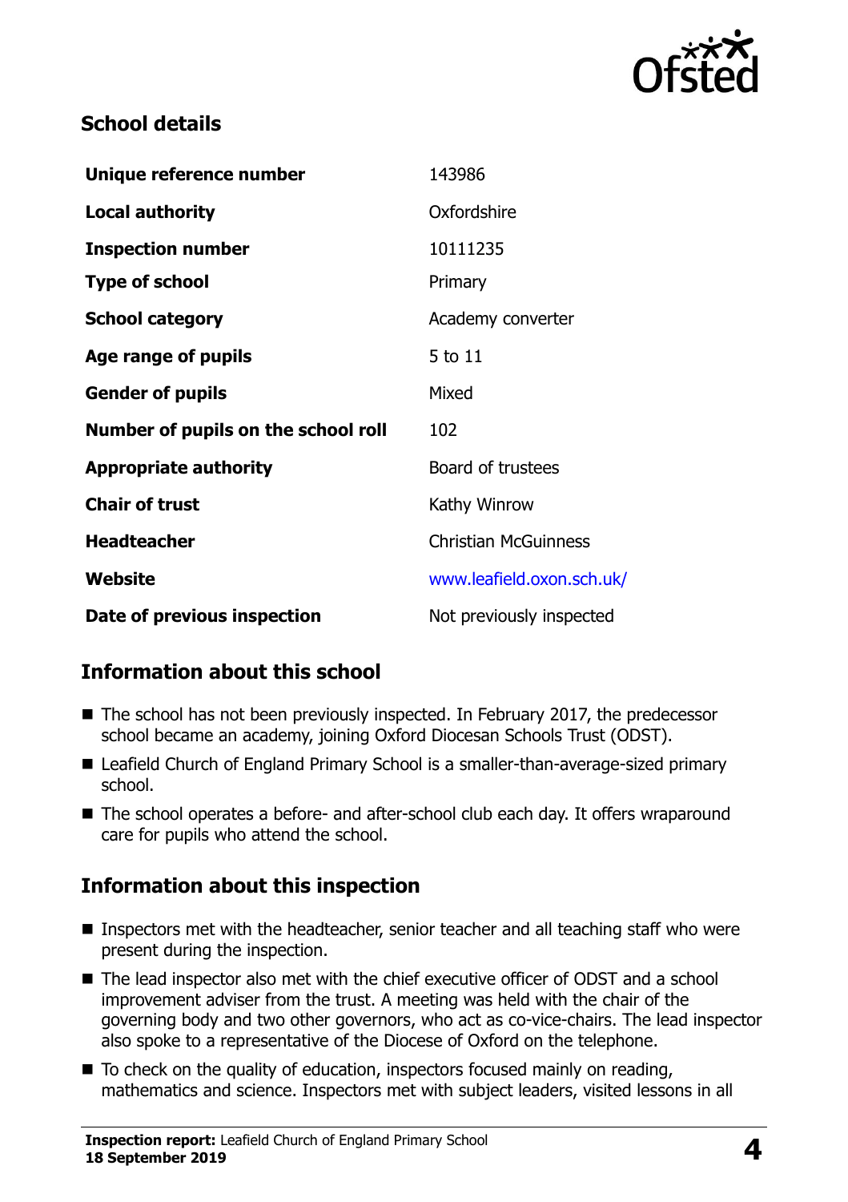## School details

| | |
|---|---|
| **Unique reference number** | 143986 |
| **Local authority** | Oxfordshire |
| **Inspection number** | 10111235 |
| **Type of school** | Primary |
| **School category** | Academy converter |
| **Age range of pupils** | 5 to 11 |
| **Gender of pupils** | Mixed |
| **Number of pupils on the school roll** | 102 |
| **Appropriate authority** | Board of trustees |
| **Chair of trust** | Kathy Winrow |
| **Headteacher** | Christian McGuinness |
| **Website** | www.leafield.oxon.sch.uk/ |
| **Date of previous inspection** | Not previously inspected |

## Information about this school

- The school has not been previously inspected. In February 2017, the predecessor school became an academy, joining Oxford Diocesan Schools Trust (ODST).
- Leafield Church of England Primary School is a smaller-than-average-sized primary school.
- The school operates a before- and after-school club each day. It offers wraparound care for pupils who attend the school.

## Information about this inspection

- Inspectors met with the headteacher, senior teacher and all teaching staff who were present during the inspection.
- The lead inspector also met with the chief executive officer of ODST and a school improvement adviser from the trust. A meeting was held with the chair of the governing body and two other governors, who act as co-vice-chairs. The lead inspector also spoke to a representative of the Diocese of Oxford on the telephone.
- To check on the quality of education, inspectors focused mainly on reading, mathematics and science. Inspectors met with subject leaders, visited lessons in all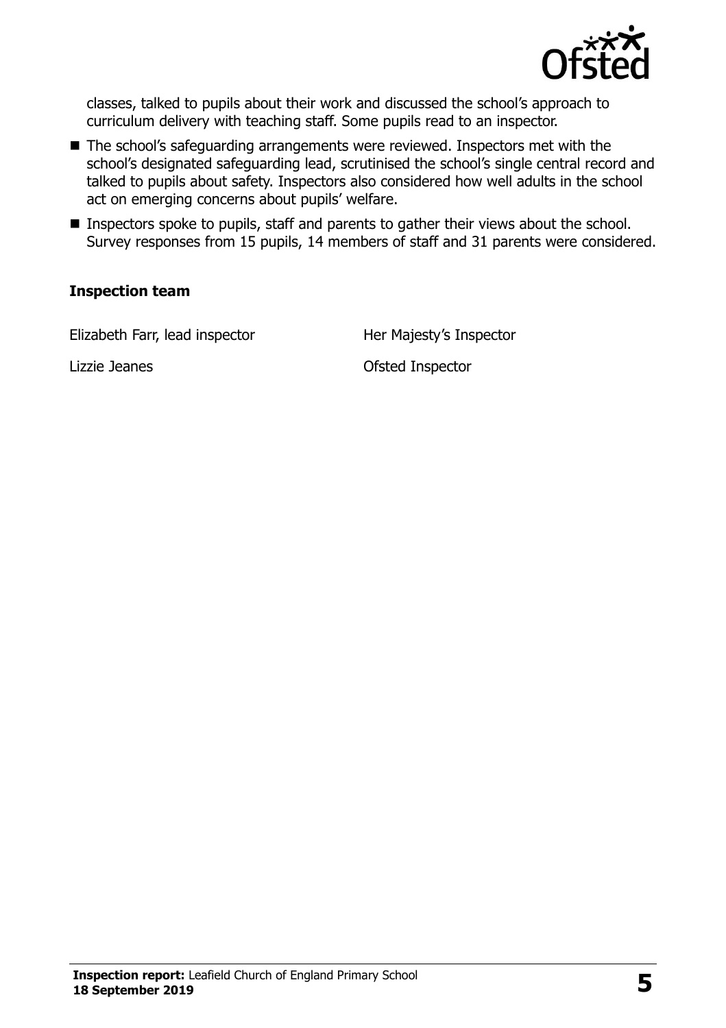classes, talked to pupils about their work and discussed the school's approach to curriculum delivery with teaching staff. Some pupils read to an inspector.

- The school's safeguarding arrangements were reviewed. Inspectors met with the school's designated safeguarding lead, scrutinised the school's single central record and talked to pupils about safety. Inspectors also considered how well adults in the school act on emerging concerns about pupils' welfare.
- Inspectors spoke to pupils, staff and parents to gather their views about the school. Survey responses from 15 pupils, 14 members of staff and 31 parents were considered.

**Inspection team**

| | |
|---|---|
| Elizabeth Farr, lead inspector | Her Majesty's Inspector |
| Lizzie Jeanes | Ofsted Inspector |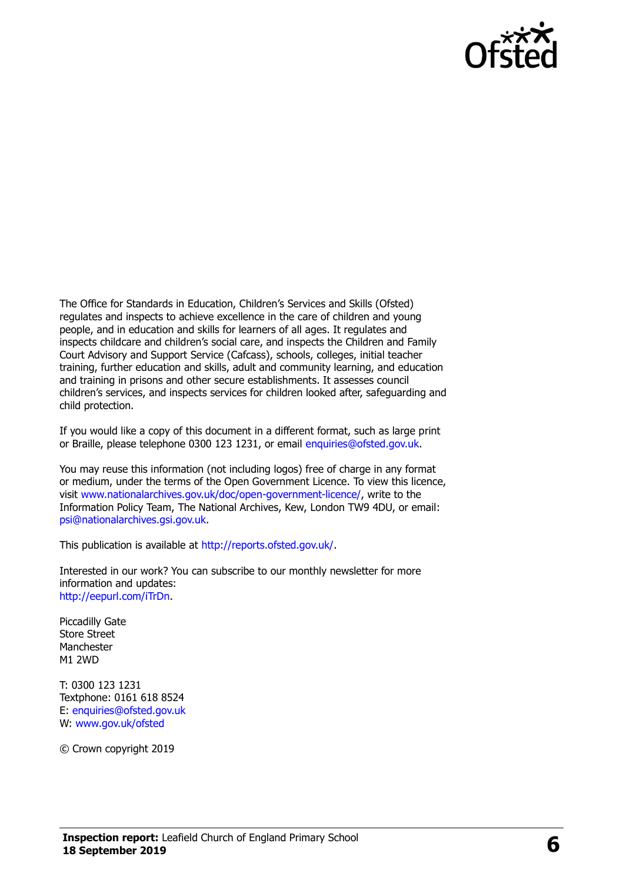The Office for Standards in Education, Children's Services and Skills (Ofsted) regulates and inspects to achieve excellence in the care of children and young people, and in education and skills for learners of all ages. It regulates and inspects childcare and children's social care, and inspects the Children and Family Court Advisory and Support Service (Cafcass), schools, colleges, initial teacher training, further education and skills, adult and community learning, and education and training in prisons and other secure establishments. It assesses council children's services, and inspects services for children looked after, safeguarding and child protection.

If you would like a copy of this document in a different format, such as large print or Braille, please telephone 0300 123 1231, or email enquiries@ofsted.gov.uk.

You may reuse this information (not including logos) free of charge in any format or medium, under the terms of the Open Government Licence. To view this licence, visit www.nationalarchives.gov.uk/doc/open-government-licence/, write to the Information Policy Team, The National Archives, Kew, London TW9 4DU, or email: psi@nationalarchives.gsi.gov.uk.

This publication is available at http://reports.ofsted.gov.uk/.

Interested in our work? You can subscribe to our monthly newsletter for more information and updates:
http://eepurl.com/iTrDn.

Piccadilly Gate
Store Street
Manchester
M1 2WD

T: 0300 123 1231
Textphone: 0161 618 8524
E: enquiries@ofsted.gov.uk
W: www.gov.uk/ofsted

© Crown copyright 2019